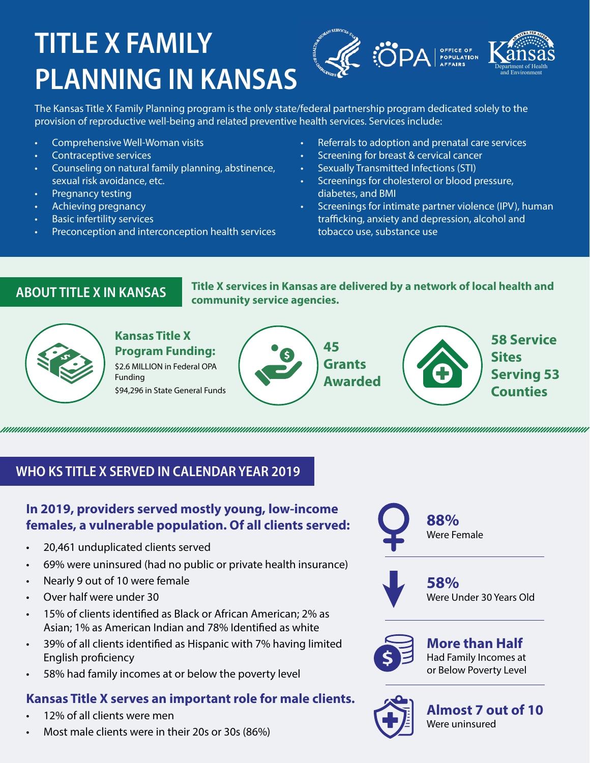# TITLE X FAMILY PLANNING IN KANSAS

The Kansas Title X Family Planning program is the only state/federal partnership program dedicated solely to the provision of reproductive well-being and related preventive health services. Services include:

- Comprehensive Well-Woman visits
- Contraceptive services
- Counseling on natural family planning, abstinence, sexual risk avoidance, etc.
- Pregnancy testing
- Achieving pregnancy
- Basic infertility services
- Preconception and interconception health services
- Referrals to adoption and prenatal care services
- Screening for breast & cervical cancer
- Sexually Transmitted Infections (STI)
- Screenings for cholesterol or blood pressure, diabetes, and BMI
- Screenings for intimate partner violence (IPV), human trafficking, anxiety and depression, alcohol and tobacco use, substance use

## ABOUT TITLE X IN KANSAS

**Title X services in Kansas are delivered by a network of local health and community service agencies.**

**Kansas Title X Program Funding:**
$2.6 MILLION in Federal OPA Funding
$94,296 in State General Funds

**45 Grants Awarded**

**58 Service Sites Serving 53 Counties**

## WHO KS TITLE X SERVED IN CALENDAR YEAR 2019

### In 2019, providers served mostly young, low-income females, a vulnerable population. Of all clients served:

- 20,461 unduplicated clients served
- 69% were uninsured (had no public or private health insurance)
- Nearly 9 out of 10 were female
- Over half were under 30
- 15% of clients identified as Black or African American; 2% as Asian; 1% as American Indian and 78% Identified as white
- 39% of all clients identified as Hispanic with 7% having limited English proficiency
- 58% had family incomes at or below the poverty level

### Kansas Title X serves an important role for male clients.

- 12% of all clients were men
- Most male clients were in their 20s or 30s (86%)

**88%**
Were Female

**58%**
Were Under 30 Years Old

**More than Half**
Had Family Incomes at or Below Poverty Level

**Almost 7 out of 10**
Were uninsured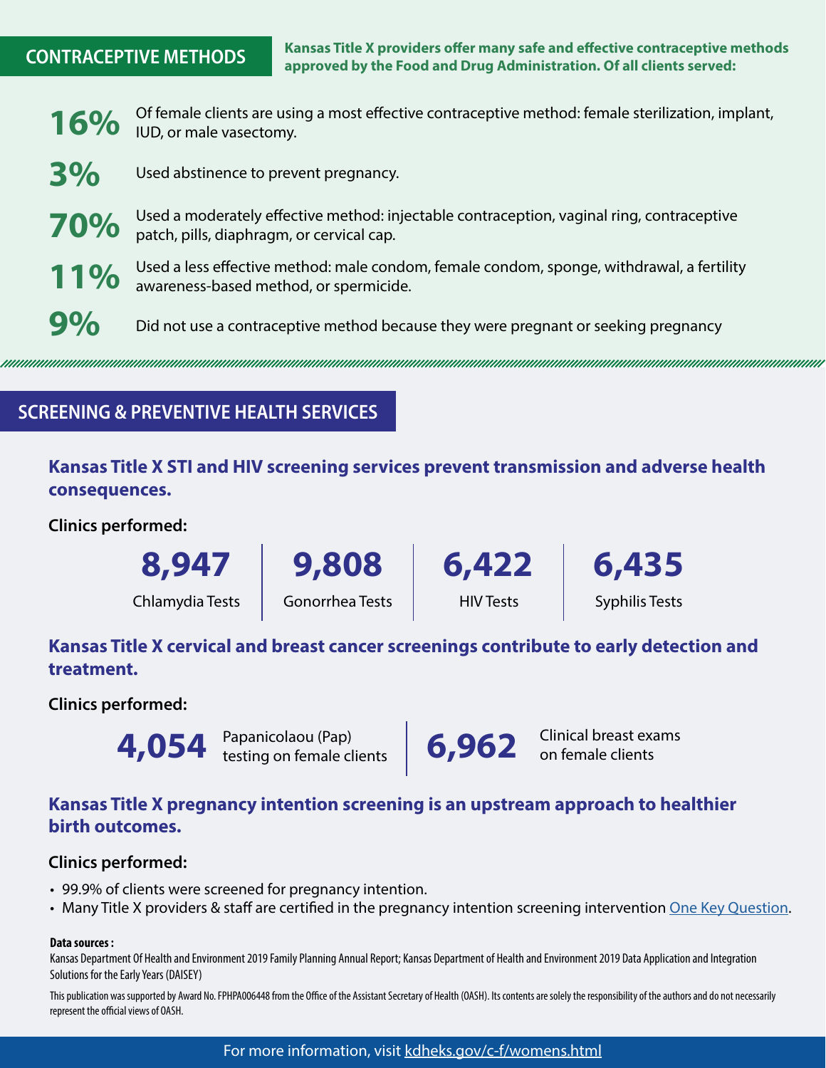## CONTRACEPTIVE METHODS

**Kansas Title X providers offer many safe and effective contraceptive methods approved by the Food and Drug Administration. Of all clients served:**

**16%** Of female clients are using a most effective contraceptive method: female sterilization, implant, IUD, or male vasectomy.

**3%** Used abstinence to prevent pregnancy.

**70%** Used a moderately effective method: injectable contraception, vaginal ring, contraceptive patch, pills, diaphragm, or cervical cap.

**11%** Used a less effective method: male condom, female condom, sponge, withdrawal, a fertility awareness-based method, or spermicide.

**9%** Did not use a contraceptive method because they were pregnant or seeking pregnancy

## SCREENING & PREVENTIVE HEALTH SERVICES

### Kansas Title X STI and HIV screening services prevent transmission and adverse health consequences.

**Clinics performed:**

**8,947** Chlamydia Tests

**9,808** Gonorrhea Tests

**6,422** HIV Tests

**6,435** Syphilis Tests

### Kansas Title X cervical and breast cancer screenings contribute to early detection and treatment.

**Clinics performed:**

**4,054** Papanicolaou (Pap) testing on female clients

**6,962** Clinical breast exams on female clients

### Kansas Title X pregnancy intention screening is an upstream approach to healthier birth outcomes.

**Clinics performed:**

- 99.9% of clients were screened for pregnancy intention.
- Many Title X providers & staff are certified in the pregnancy intention screening intervention One Key Question.

**Data sources :**

Kansas Department Of Health and Environment 2019 Family Planning Annual Report; Kansas Department of Health and Environment 2019 Data Application and Integration Solutions for the Early Years (DAISEY)

This publication was supported by Award No. FPHPA006448 from the Office of the Assistant Secretary of Health (OASH). Its contents are solely the responsibility of the authors and do not necessarily represent the official views of OASH.

For more information, visit kdheks.gov/c-f/womens.html